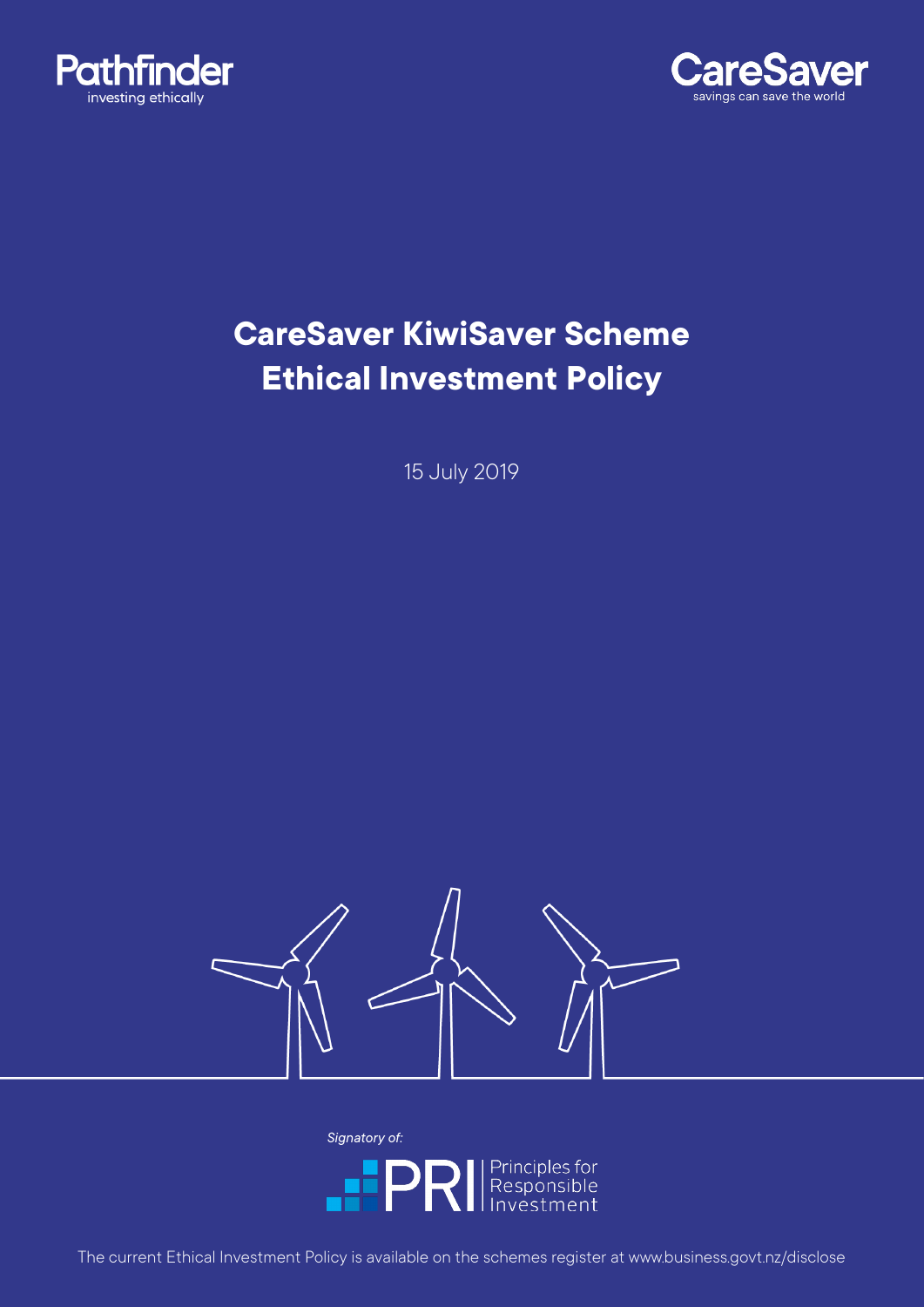Pathfinder
investing ethically

CareSaver
savings can save the world

# CareSaver KiwiSaver Scheme Ethical Investment Policy

15 July 2019

*Signatory of:*

PRI Principles for Responsible Investment

The current Ethical Investment Policy is available on the schemes register at www.business.govt.nz/disclose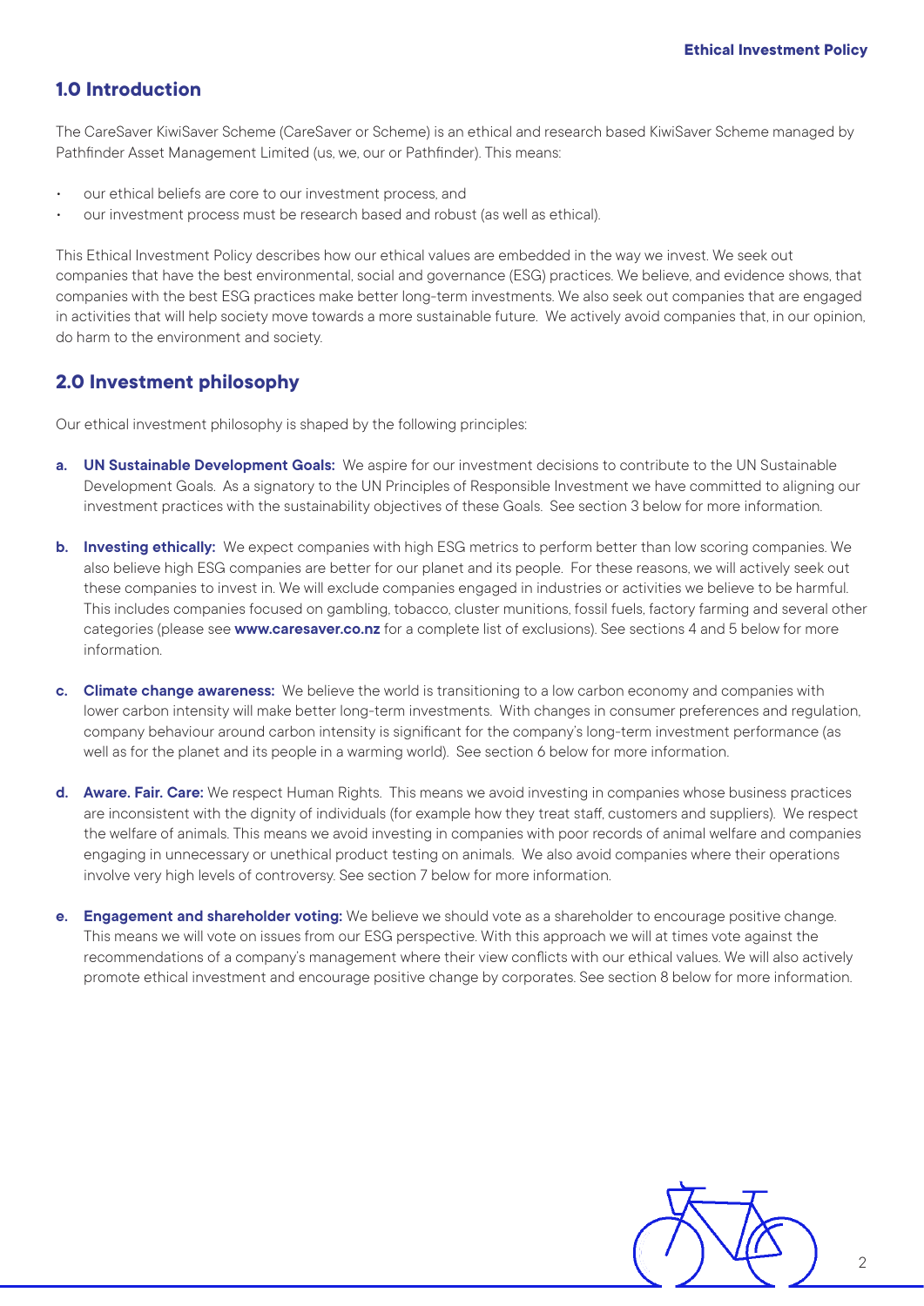## 1.0 Introduction

The CareSaver KiwiSaver Scheme (CareSaver or Scheme) is an ethical and research based KiwiSaver Scheme managed by Pathfinder Asset Management Limited (us, we, our or Pathfinder). This means:

- our ethical beliefs are core to our investment process, and
- our investment process must be research based and robust (as well as ethical).

This Ethical Investment Policy describes how our ethical values are embedded in the way we invest. We seek out companies that have the best environmental, social and governance (ESG) practices. We believe, and evidence shows, that companies with the best ESG practices make better long-term investments. We also seek out companies that are engaged in activities that will help society move towards a more sustainable future. We actively avoid companies that, in our opinion, do harm to the environment and society.

## 2.0 Investment philosophy

Our ethical investment philosophy is shaped by the following principles:

a. **UN Sustainable Development Goals:** We aspire for our investment decisions to contribute to the UN Sustainable Development Goals. As a signatory to the UN Principles of Responsible Investment we have committed to aligning our investment practices with the sustainability objectives of these Goals. See section 3 below for more information.

b. **Investing ethically:** We expect companies with high ESG metrics to perform better than low scoring companies. We also believe high ESG companies are better for our planet and its people. For these reasons, we will actively seek out these companies to invest in. We will exclude companies engaged in industries or activities we believe to be harmful. This includes companies focused on gambling, tobacco, cluster munitions, fossil fuels, factory farming and several other categories (please see **www.caresaver.co.nz** for a complete list of exclusions). See sections 4 and 5 below for more information.

c. **Climate change awareness:** We believe the world is transitioning to a low carbon economy and companies with lower carbon intensity will make better long-term investments. With changes in consumer preferences and regulation, company behaviour around carbon intensity is significant for the company's long-term investment performance (as well as for the planet and its people in a warming world). See section 6 below for more information.

d. **Aware. Fair. Care:** We respect Human Rights. This means we avoid investing in companies whose business practices are inconsistent with the dignity of individuals (for example how they treat staff, customers and suppliers). We respect the welfare of animals. This means we avoid investing in companies with poor records of animal welfare and companies engaging in unnecessary or unethical product testing on animals. We also avoid companies where their operations involve very high levels of controversy. See section 7 below for more information.

e. **Engagement and shareholder voting:** We believe we should vote as a shareholder to encourage positive change. This means we will vote on issues from our ESG perspective. With this approach we will at times vote against the recommendations of a company's management where their view conflicts with our ethical values. We will also actively promote ethical investment and encourage positive change by corporates. See section 8 below for more information.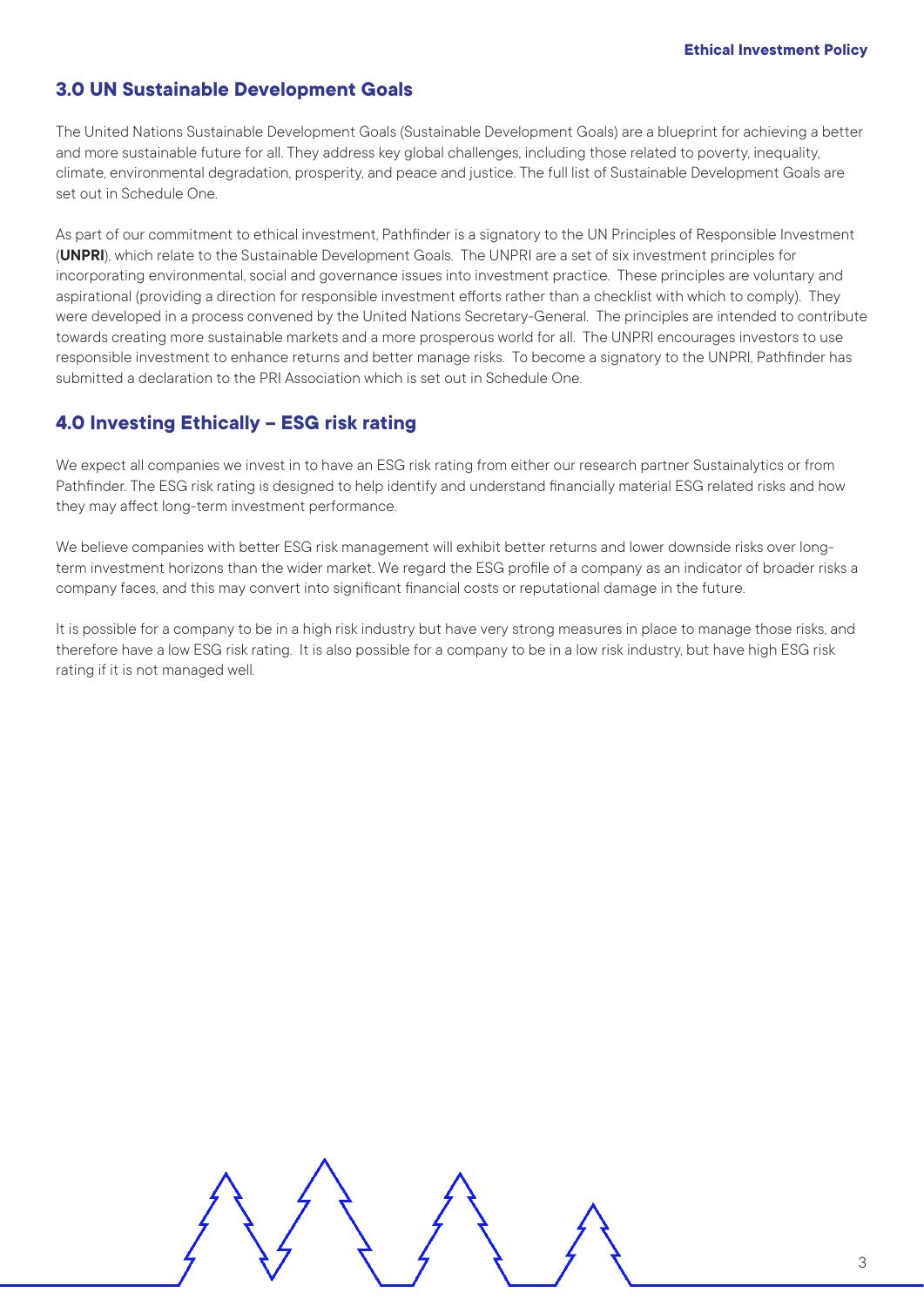## 3.0 UN Sustainable Development Goals

The United Nations Sustainable Development Goals (Sustainable Development Goals) are a blueprint for achieving a better and more sustainable future for all. They address key global challenges, including those related to poverty, inequality, climate, environmental degradation, prosperity, and peace and justice. The full list of Sustainable Development Goals are set out in Schedule One.

As part of our commitment to ethical investment, Pathfinder is a signatory to the UN Principles of Responsible Investment (**UNPRI**), which relate to the Sustainable Development Goals. The UNPRI are a set of six investment principles for incorporating environmental, social and governance issues into investment practice. These principles are voluntary and aspirational (providing a direction for responsible investment efforts rather than a checklist with which to comply). They were developed in a process convened by the United Nations Secretary-General. The principles are intended to contribute towards creating more sustainable markets and a more prosperous world for all. The UNPRI encourages investors to use responsible investment to enhance returns and better manage risks. To become a signatory to the UNPRI, Pathfinder has submitted a declaration to the PRI Association which is set out in Schedule One.

## 4.0 Investing Ethically – ESG risk rating

We expect all companies we invest in to have an ESG risk rating from either our research partner Sustainalytics or from Pathfinder. The ESG risk rating is designed to help identify and understand financially material ESG related risks and how they may affect long-term investment performance.

We believe companies with better ESG risk management will exhibit better returns and lower downside risks over long-term investment horizons than the wider market. We regard the ESG profile of a company as an indicator of broader risks a company faces, and this may convert into significant financial costs or reputational damage in the future.

It is possible for a company to be in a high risk industry but have very strong measures in place to manage those risks, and therefore have a low ESG risk rating. It is also possible for a company to be in a low risk industry, but have high ESG risk rating if it is not managed well.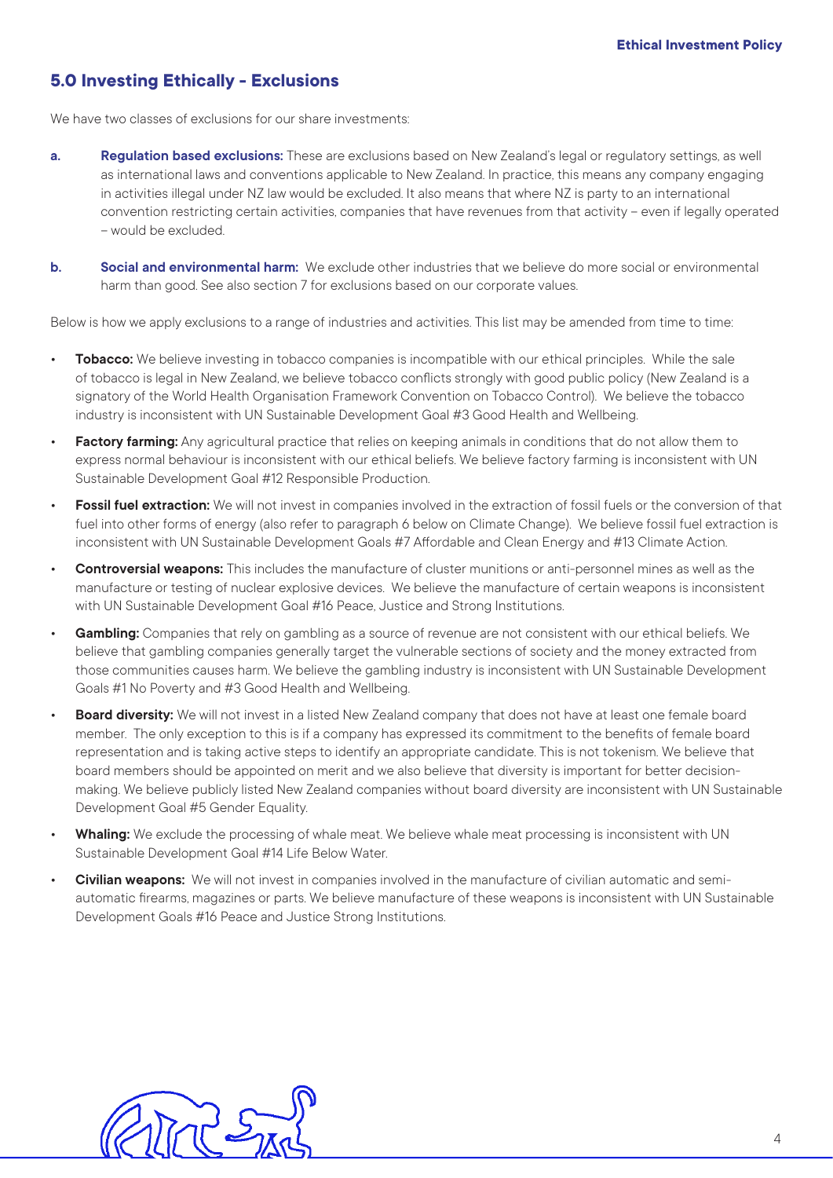## 5.0 Investing Ethically - Exclusions

We have two classes of exclusions for our share investments:

a. **Regulation based exclusions:** These are exclusions based on New Zealand's legal or regulatory settings, as well as international laws and conventions applicable to New Zealand. In practice, this means any company engaging in activities illegal under NZ law would be excluded. It also means that where NZ is party to an international convention restricting certain activities, companies that have revenues from that activity – even if legally operated – would be excluded.

b. **Social and environmental harm:** We exclude other industries that we believe do more social or environmental harm than good. See also section 7 for exclusions based on our corporate values.

Below is how we apply exclusions to a range of industries and activities. This list may be amended from time to time:

- **Tobacco:** We believe investing in tobacco companies is incompatible with our ethical principles. While the sale of tobacco is legal in New Zealand, we believe tobacco conflicts strongly with good public policy (New Zealand is a signatory of the World Health Organisation Framework Convention on Tobacco Control). We believe the tobacco industry is inconsistent with UN Sustainable Development Goal #3 Good Health and Wellbeing.
- **Factory farming:** Any agricultural practice that relies on keeping animals in conditions that do not allow them to express normal behaviour is inconsistent with our ethical beliefs. We believe factory farming is inconsistent with UN Sustainable Development Goal #12 Responsible Production.
- **Fossil fuel extraction:** We will not invest in companies involved in the extraction of fossil fuels or the conversion of that fuel into other forms of energy (also refer to paragraph 6 below on Climate Change). We believe fossil fuel extraction is inconsistent with UN Sustainable Development Goals #7 Affordable and Clean Energy and #13 Climate Action.
- **Controversial weapons:** This includes the manufacture of cluster munitions or anti-personnel mines as well as the manufacture or testing of nuclear explosive devices. We believe the manufacture of certain weapons is inconsistent with UN Sustainable Development Goal #16 Peace, Justice and Strong Institutions.
- **Gambling:** Companies that rely on gambling as a source of revenue are not consistent with our ethical beliefs. We believe that gambling companies generally target the vulnerable sections of society and the money extracted from those communities causes harm. We believe the gambling industry is inconsistent with UN Sustainable Development Goals #1 No Poverty and #3 Good Health and Wellbeing.
- **Board diversity:** We will not invest in a listed New Zealand company that does not have at least one female board member. The only exception to this is if a company has expressed its commitment to the benefits of female board representation and is taking active steps to identify an appropriate candidate. This is not tokenism. We believe that board members should be appointed on merit and we also believe that diversity is important for better decision-making. We believe publicly listed New Zealand companies without board diversity are inconsistent with UN Sustainable Development Goal #5 Gender Equality.
- **Whaling:** We exclude the processing of whale meat. We believe whale meat processing is inconsistent with UN Sustainable Development Goal #14 Life Below Water.
- **Civilian weapons:** We will not invest in companies involved in the manufacture of civilian automatic and semi-automatic firearms, magazines or parts. We believe manufacture of these weapons is inconsistent with UN Sustainable Development Goals #16 Peace and Justice Strong Institutions.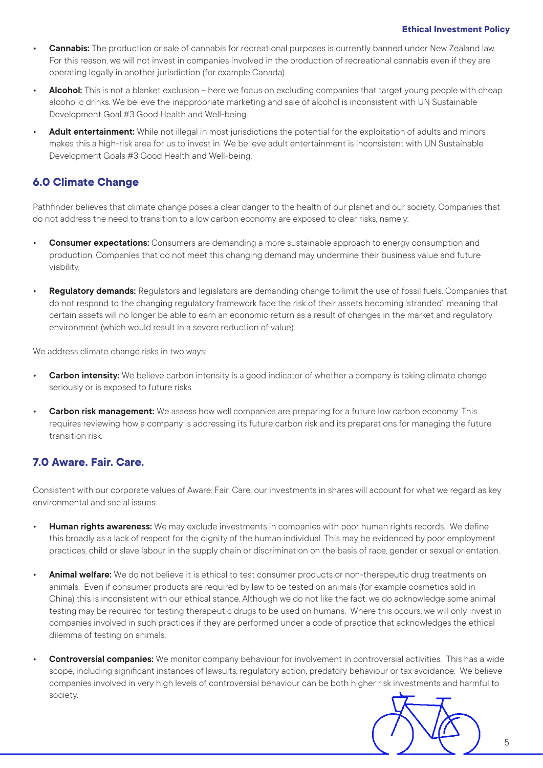- **Cannabis:** The production or sale of cannabis for recreational purposes is currently banned under New Zealand law. For this reason, we will not invest in companies involved in the production of recreational cannabis even if they are operating legally in another jurisdiction (for example Canada).
- **Alcohol:** This is not a blanket exclusion – here we focus on excluding companies that target young people with cheap alcoholic drinks. We believe the inappropriate marketing and sale of alcohol is inconsistent with UN Sustainable Development Goal #3 Good Health and Well-being.
- **Adult entertainment:** While not illegal in most jurisdictions the potential for the exploitation of adults and minors makes this a high-risk area for us to invest in. We believe adult entertainment is inconsistent with UN Sustainable Development Goals #3 Good Health and Well-being.

## 6.0 Climate Change

Pathfinder believes that climate change poses a clear danger to the health of our planet and our society. Companies that do not address the need to transition to a low carbon economy are exposed to clear risks, namely:

- **Consumer expectations:** Consumers are demanding a more sustainable approach to energy consumption and production. Companies that do not meet this changing demand may undermine their business value and future viability.
- **Regulatory demands:** Regulators and legislators are demanding change to limit the use of fossil fuels. Companies that do not respond to the changing regulatory framework face the risk of their assets becoming 'stranded', meaning that certain assets will no longer be able to earn an economic return as a result of changes in the market and regulatory environment (which would result in a severe reduction of value).

We address climate change risks in two ways:

- **Carbon intensity:** We believe carbon intensity is a good indicator of whether a company is taking climate change seriously or is exposed to future risks.
- **Carbon risk management:** We assess how well companies are preparing for a future low carbon economy. This requires reviewing how a company is addressing its future carbon risk and its preparations for managing the future transition risk.

## 7.0 Aware. Fair. Care.

Consistent with our corporate values of Aware. Fair. Care. our investments in shares will account for what we regard as key environmental and social issues:

- **Human rights awareness:** We may exclude investments in companies with poor human rights records. We define this broadly as a lack of respect for the dignity of the human individual. This may be evidenced by poor employment practices, child or slave labour in the supply chain or discrimination on the basis of race, gender or sexual orientation.
- **Animal welfare:** We do not believe it is ethical to test consumer products or non-therapeutic drug treatments on animals. Even if consumer products are required by law to be tested on animals (for example cosmetics sold in China) this is inconsistent with our ethical stance. Although we do not like the fact, we do acknowledge some animal testing may be required for testing therapeutic drugs to be used on humans. Where this occurs, we will only invest in companies involved in such practices if they are performed under a code of practice that acknowledges the ethical dilemma of testing on animals.
- **Controversial companies:** We monitor company behaviour for involvement in controversial activities. This has a wide scope, including significant instances of lawsuits, regulatory action, predatory behaviour or tax avoidance. We believe companies involved in very high levels of controversial behaviour can be both higher risk investments and harmful to society.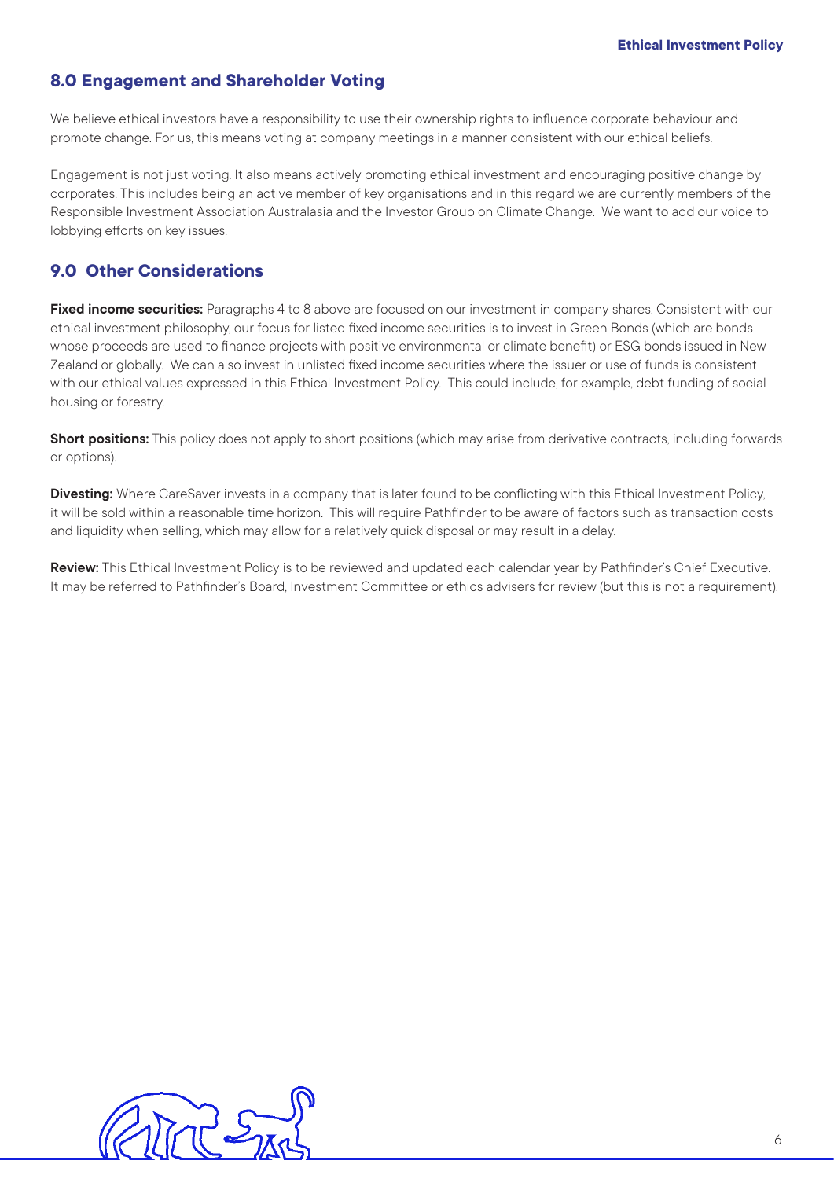## 8.0 Engagement and Shareholder Voting

We believe ethical investors have a responsibility to use their ownership rights to influence corporate behaviour and promote change. For us, this means voting at company meetings in a manner consistent with our ethical beliefs.

Engagement is not just voting. It also means actively promoting ethical investment and encouraging positive change by corporates. This includes being an active member of key organisations and in this regard we are currently members of the Responsible Investment Association Australasia and the Investor Group on Climate Change. We want to add our voice to lobbying efforts on key issues.

## 9.0 Other Considerations

**Fixed income securities:** Paragraphs 4 to 8 above are focused on our investment in company shares. Consistent with our ethical investment philosophy, our focus for listed fixed income securities is to invest in Green Bonds (which are bonds whose proceeds are used to finance projects with positive environmental or climate benefit) or ESG bonds issued in New Zealand or globally. We can also invest in unlisted fixed income securities where the issuer or use of funds is consistent with our ethical values expressed in this Ethical Investment Policy. This could include, for example, debt funding of social housing or forestry.

**Short positions:** This policy does not apply to short positions (which may arise from derivative contracts, including forwards or options).

**Divesting:** Where CareSaver invests in a company that is later found to be conflicting with this Ethical Investment Policy, it will be sold within a reasonable time horizon. This will require Pathfinder to be aware of factors such as transaction costs and liquidity when selling, which may allow for a relatively quick disposal or may result in a delay.

**Review:** This Ethical Investment Policy is to be reviewed and updated each calendar year by Pathfinder's Chief Executive. It may be referred to Pathfinder's Board, Investment Committee or ethics advisers for review (but this is not a requirement).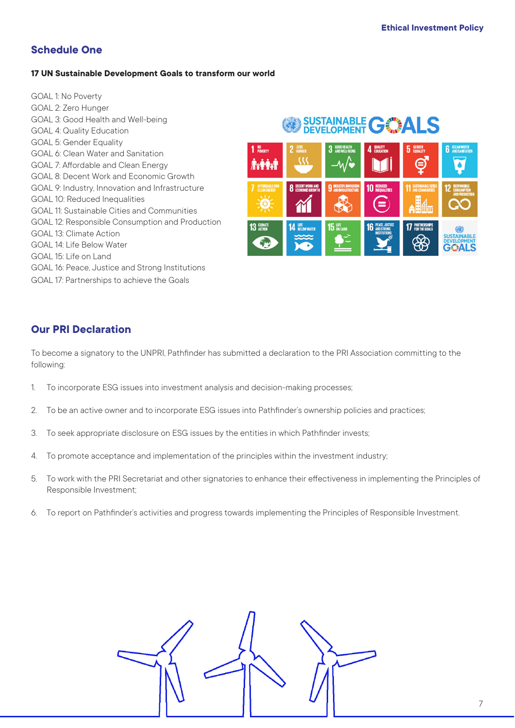## Schedule One

**17 UN Sustainable Development Goals to transform our world**

GOAL 1: No Poverty
GOAL 2: Zero Hunger
GOAL 3: Good Health and Well-being
GOAL 4: Quality Education
GOAL 5: Gender Equality
GOAL 6: Clean Water and Sanitation
GOAL 7: Affordable and Clean Energy
GOAL 8: Decent Work and Economic Growth
GOAL 9: Industry, Innovation and Infrastructure
GOAL 10: Reduced Inequalities
GOAL 11: Sustainable Cities and Communities
GOAL 12: Responsible Consumption and Production
GOAL 13: Climate Action
GOAL 14: Life Below Water
GOAL 15: Life on Land
GOAL 16: Peace, Justice and Strong Institutions
GOAL 17: Partnerships to achieve the Goals

## Our PRI Declaration

To become a signatory to the UNPRI, Pathfinder has submitted a declaration to the PRI Association committing to the following:

1. To incorporate ESG issues into investment analysis and decision-making processes;
2. To be an active owner and to incorporate ESG issues into Pathfinder's ownership policies and practices;
3. To seek appropriate disclosure on ESG issues by the entities in which Pathfinder invests;
4. To promote acceptance and implementation of the principles within the investment industry;
5. To work with the PRI Secretariat and other signatories to enhance their effectiveness in implementing the Principles of Responsible Investment;
6. To report on Pathfinder's activities and progress towards implementing the Principles of Responsible Investment.